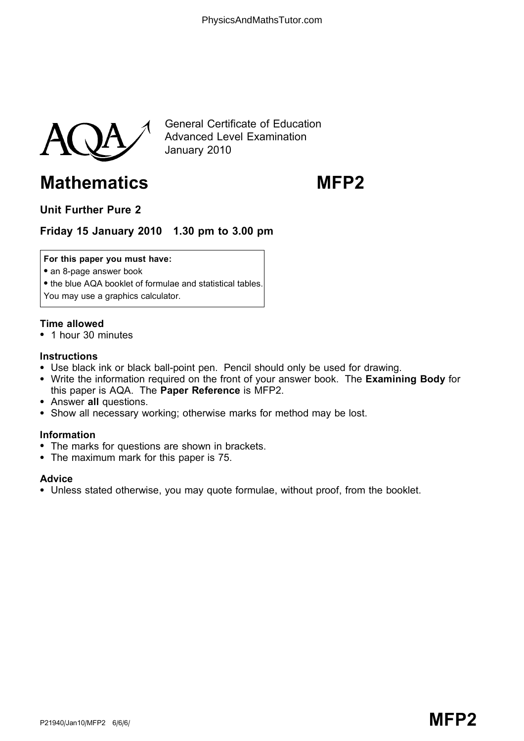General Certificate of Education
Advanced Level Examination
January 2010

# Mathematics MFP2

**Unit Further Pure 2**

**Friday 15 January 2010 1.30 pm to 3.00 pm**

**For this paper you must have:**

- an 8-page answer book
- the blue AQA booklet of formulae and statistical tables.

You may use a graphics calculator.

**Time allowed**

- 1 hour 30 minutes

**Instructions**

- Use black ink or black ball-point pen. Pencil should only be used for drawing.
- Write the information required on the front of your answer book. The **Examining Body** for this paper is AQA. The **Paper Reference** is MFP2.
- Answer **all** questions.
- Show all necessary working; otherwise marks for method may be lost.

**Information**

- The marks for questions are shown in brackets.
- The maximum mark for this paper is 75.

**Advice**

- Unless stated otherwise, you may quote formulae, without proof, from the booklet.

P21940/Jan10/MFP2 6/6/6/ **MFP2**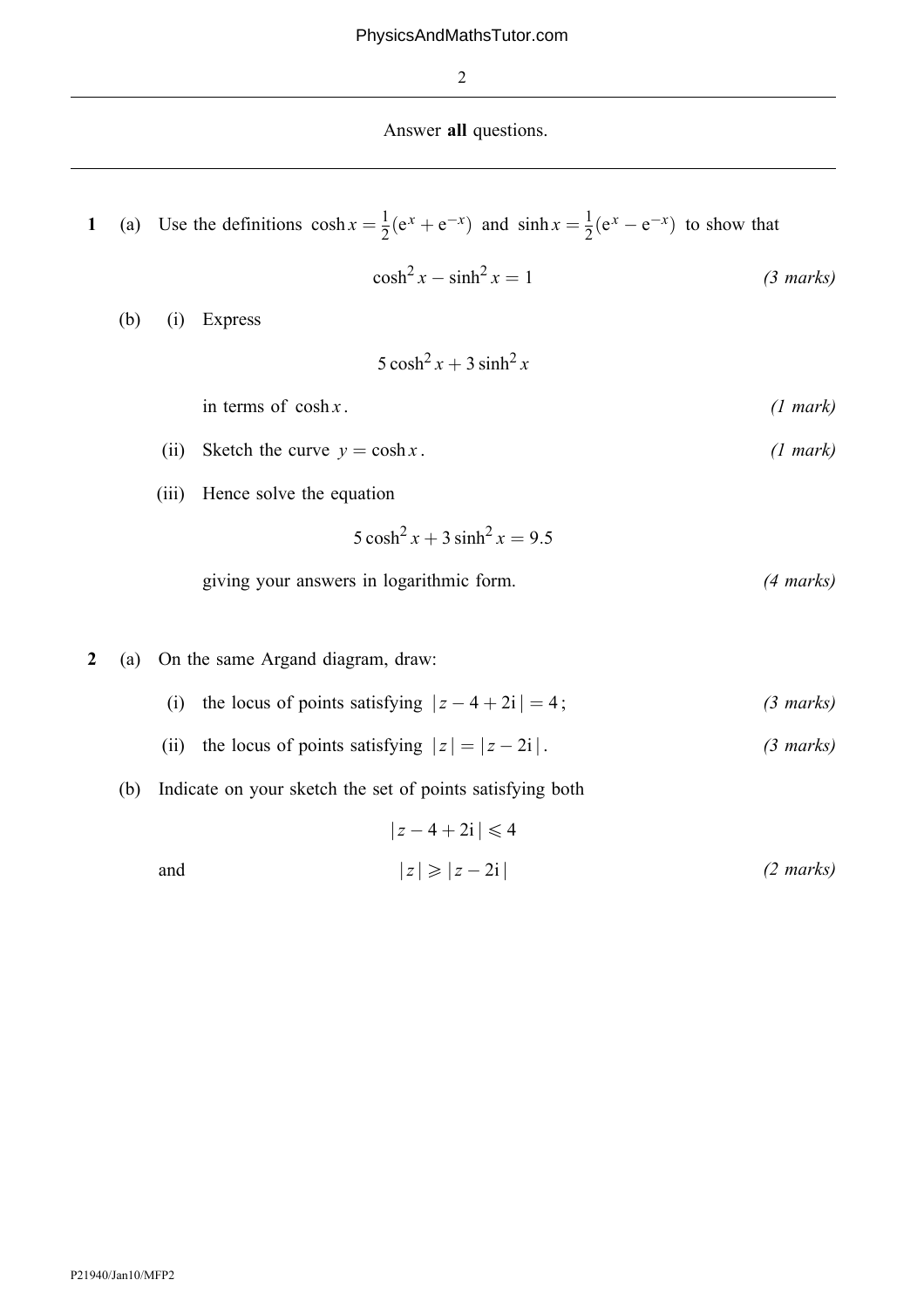Answer **all** questions.

---

**1** (a) Use the definitions $\cosh x = \frac{1}{2}(e^x + e^{-x})$ and $\sinh x = \frac{1}{2}(e^x - e^{-x})$ to show that

$$\cosh^2 x - \sinh^2 x = 1$$

*(3 marks)*

(b) (i) Express

$$5\cosh^2 x + 3\sinh^2 x$$

in terms of $\cosh x$. *(1 mark)*

(ii) Sketch the curve $y = \cosh x$. *(1 mark)*

(iii) Hence solve the equation

$$5\cosh^2 x + 3\sinh^2 x = 9.5$$

giving your answers in logarithmic form. *(4 marks)*

**2** (a) On the same Argand diagram, draw:

(i) the locus of points satisfying $|z - 4 + 2i| = 4$; *(3 marks)*

(ii) the locus of points satisfying $|z| = |z - 2i|$. *(3 marks)*

(b) Indicate on your sketch the set of points satisfying both

$$|z - 4 + 2i| \leqslant 4$$

and

$$|z| \geqslant |z - 2i|$$

*(2 marks)*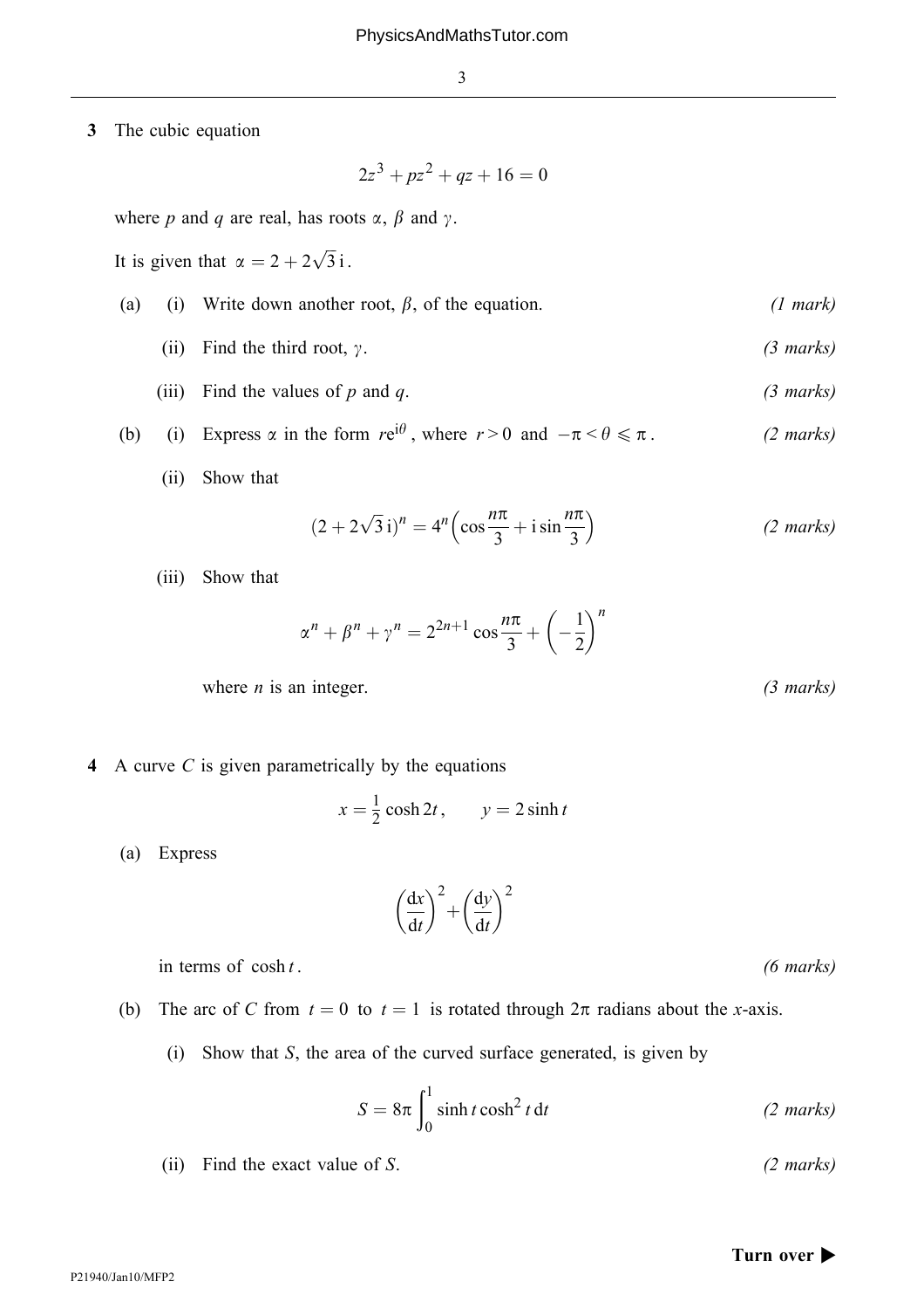**3** The cubic equation

$$2z^3 + pz^2 + qz + 16 = 0$$

where $p$ and $q$ are real, has roots $\alpha$, $\beta$ and $\gamma$.

It is given that $\alpha = 2 + 2\sqrt{3}\,\mathrm{i}$.

(a) (i) Write down another root, $\beta$, of the equation. *(1 mark)*

(ii) Find the third root, $\gamma$. *(3 marks)*

(iii) Find the values of $p$ and $q$. *(3 marks)*

(b) (i) Express $\alpha$ in the form $r\mathrm{e}^{\mathrm{i}\theta}$, where $r > 0$ and $-\pi < \theta \leqslant \pi$. *(2 marks)*

(ii) Show that

$$(2 + 2\sqrt{3}\,\mathrm{i})^n = 4^n\left(\cos\frac{n\pi}{3} + \mathrm{i}\sin\frac{n\pi}{3}\right)$$

*(2 marks)*

(iii) Show that

$$\alpha^n + \beta^n + \gamma^n = 2^{2n+1}\cos\frac{n\pi}{3} + \left(-\frac{1}{2}\right)^n$$

where $n$ is an integer. *(3 marks)*

**4** A curve $C$ is given parametrically by the equations

$$x = \tfrac{1}{2}\cosh 2t, \qquad y = 2\sinh t$$

(a) Express

$$\left(\frac{\mathrm{d}x}{\mathrm{d}t}\right)^2 + \left(\frac{\mathrm{d}y}{\mathrm{d}t}\right)^2$$

in terms of $\cosh t$. *(6 marks)*

(b) The arc of $C$ from $t = 0$ to $t = 1$ is rotated through $2\pi$ radians about the $x$-axis.

(i) Show that $S$, the area of the curved surface generated, is given by

$$S = 8\pi\int_0^1 \sinh t\cosh^2 t\,\mathrm{d}t$$

*(2 marks)*

(ii) Find the exact value of $S$. *(2 marks)*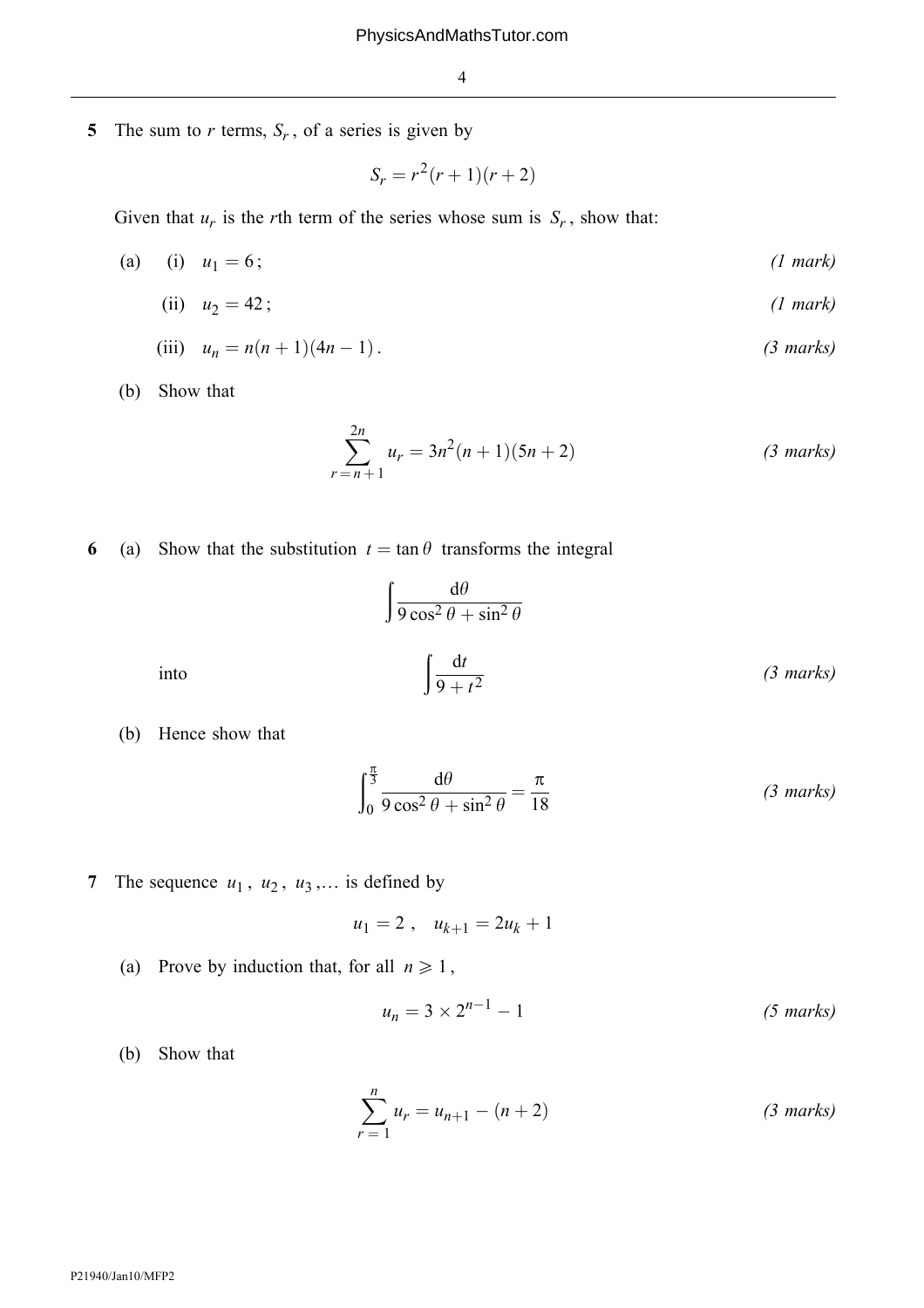**5** The sum to $r$ terms, $S_r$, of a series is given by

$$S_r = r^2(r+1)(r+2)$$

Given that $u_r$ is the $r$th term of the series whose sum is $S_r$, show that:

(a) (i) $u_1 = 6$; *(1 mark)*

(ii) $u_2 = 42$; *(1 mark)*

(iii) $u_n = n(n+1)(4n-1)$. *(3 marks)*

(b) Show that

$$\sum_{r=n+1}^{2n} u_r = 3n^2(n+1)(5n+2) \qquad \textit{(3 marks)}$$

**6** (a) Show that the substitution $t = \tan\theta$ transforms the integral

$$\int \frac{\mathrm{d}\theta}{9\cos^2\theta + \sin^2\theta}$$

into

$$\int \frac{\mathrm{d}t}{9+t^2} \qquad \textit{(3 marks)}$$

(b) Hence show that

$$\int_0^{\frac{\pi}{3}} \frac{\mathrm{d}\theta}{9\cos^2\theta + \sin^2\theta} = \frac{\pi}{18} \qquad \textit{(3 marks)}$$

**7** The sequence $u_1,\ u_2,\ u_3, \ldots$ is defined by

$$u_1 = 2\,, \quad u_{k+1} = 2u_k + 1$$

(a) Prove by induction that, for all $n \geqslant 1$,

$$u_n = 3 \times 2^{n-1} - 1 \qquad \textit{(5 marks)}$$

(b) Show that

$$\sum_{r=1}^{n} u_r = u_{n+1} - (n+2) \qquad \textit{(3 marks)}$$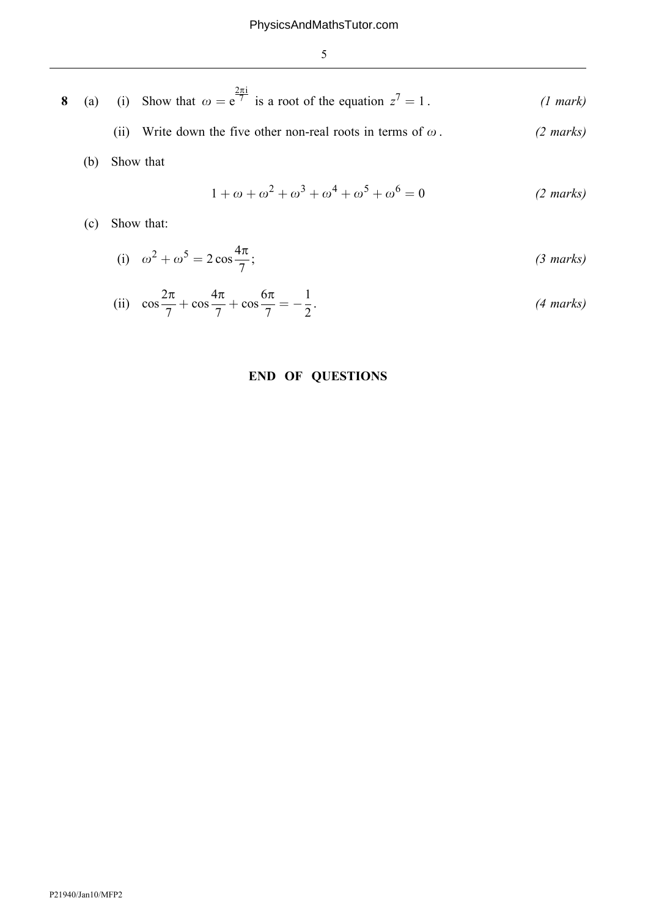**8** (a) (i) Show that $\omega = e^{\frac{2\pi i}{7}}$ is a root of the equation $z^7 = 1$. *(1 mark)*

(ii) Write down the five other non-real roots in terms of $\omega$. *(2 marks)*

(b) Show that

$$1 + \omega + \omega^2 + \omega^3 + \omega^4 + \omega^5 + \omega^6 = 0$$ *(2 marks)*

(c) Show that:

(i) $\omega^2 + \omega^5 = 2\cos\frac{4\pi}{7}$; *(3 marks)*

(ii) $\cos\frac{2\pi}{7} + \cos\frac{4\pi}{7} + \cos\frac{6\pi}{7} = -\frac{1}{2}$. *(4 marks)*

**END OF QUESTIONS**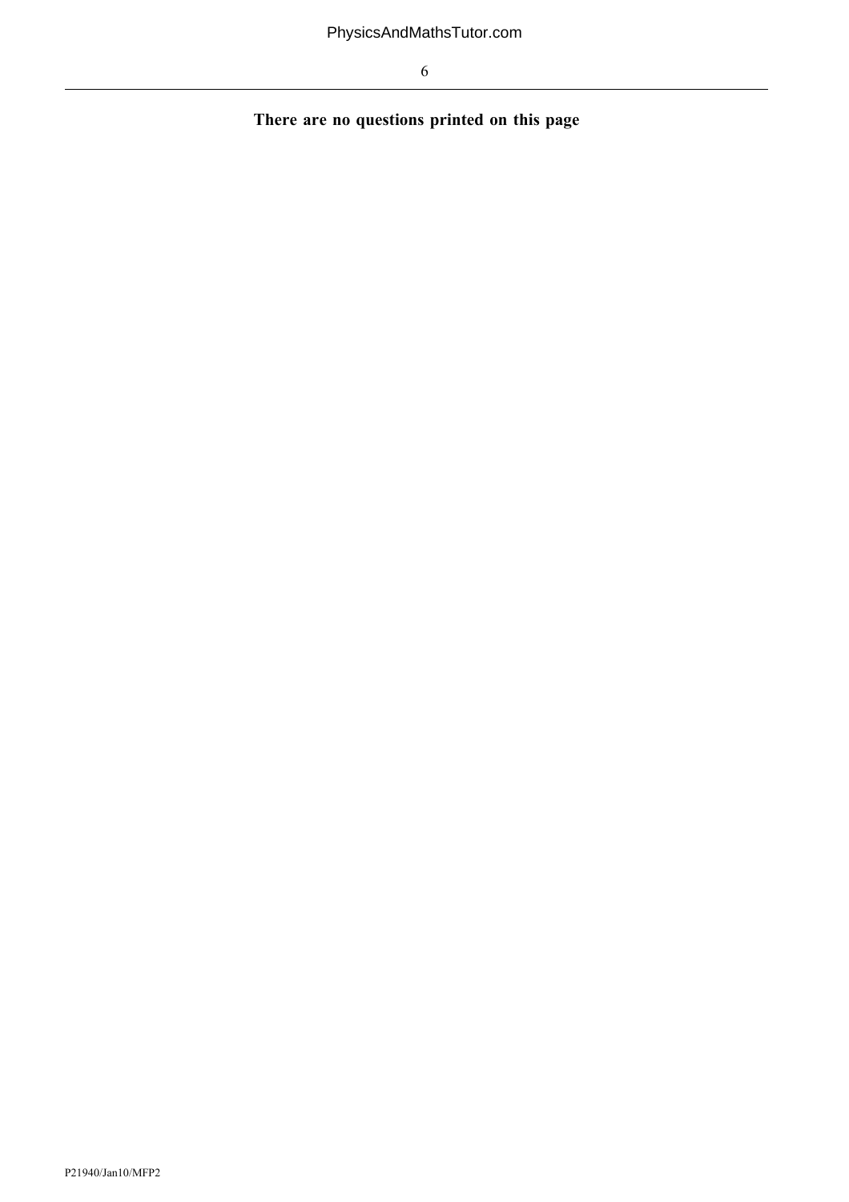**There are no questions printed on this page**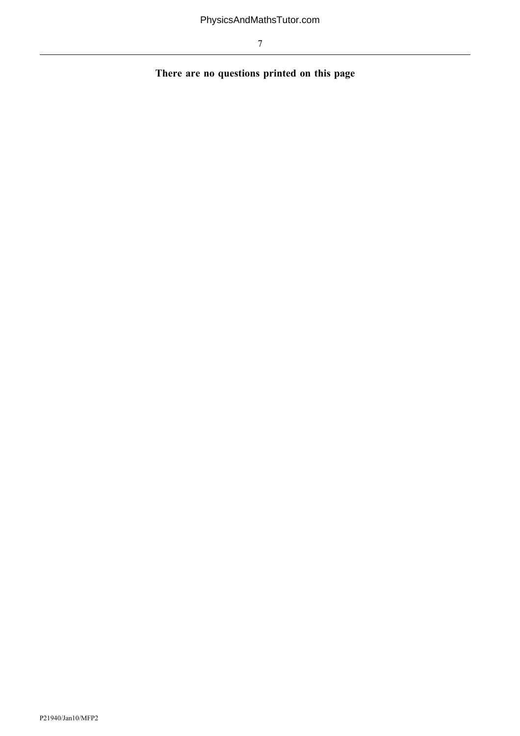**There are no questions printed on this page**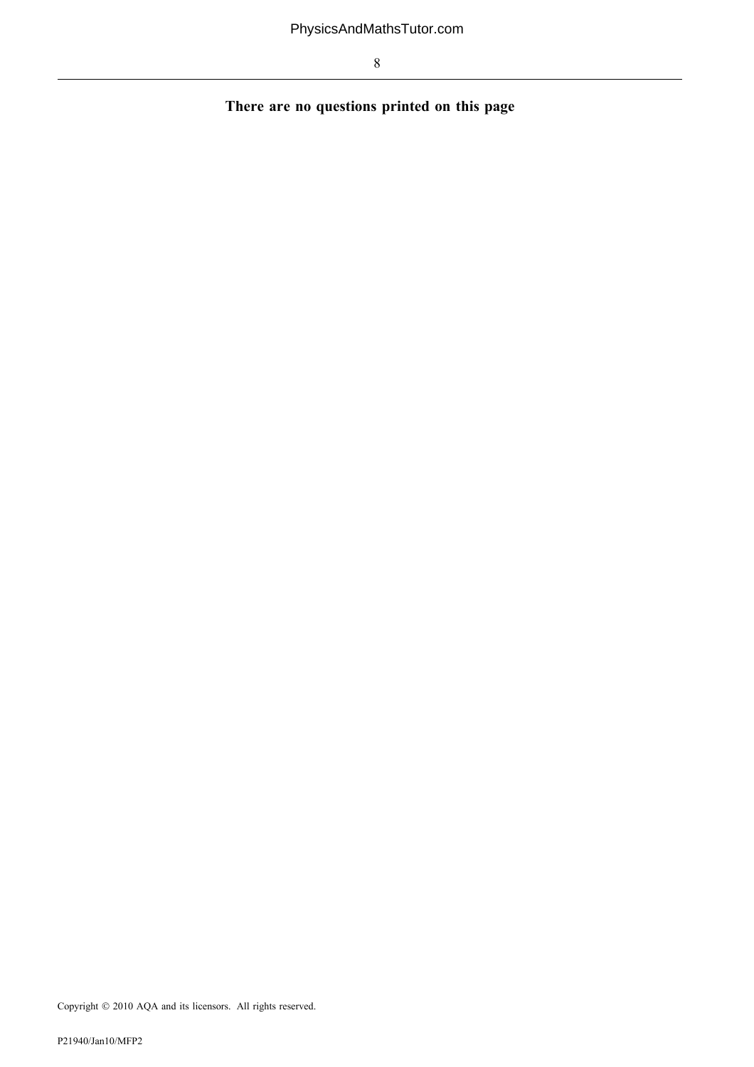**There are no questions printed on this page**

Copyright © 2010 AQA and its licensors. All rights reserved.

P21940/Jan10/MFP2